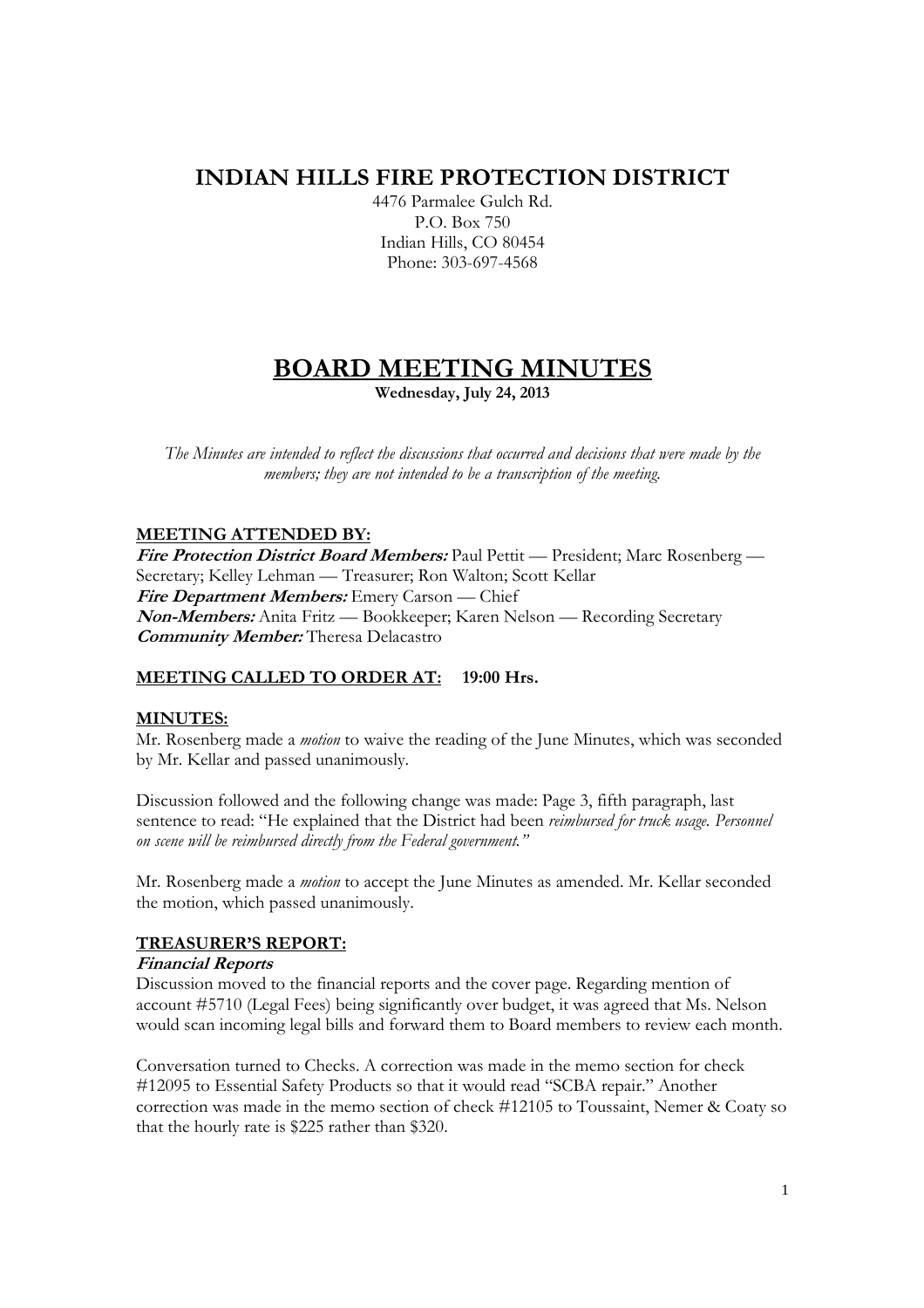# INDIAN HILLS FIRE PROTECTION DISTRICT

4476 Parmalee Gulch Rd.
P.O. Box 750
Indian Hills, CO 80454
Phone: 303-697-4568

# BOARD MEETING MINUTES

**Wednesday, July 24, 2013**

*The Minutes are intended to reflect the discussions that occurred and decisions that were made by the members; they are not intended to be a transcription of the meeting.*

## MEETING ATTENDED BY:

***Fire Protection District Board Members:*** Paul Pettit — President; Marc Rosenberg — Secretary; Kelley Lehman — Treasurer; Ron Walton; Scott Kellar
***Fire Department Members:*** Emery Carson — Chief
***Non-Members:*** Anita Fritz — Bookkeeper; Karen Nelson — Recording Secretary
***Community Member:*** Theresa Delacastro

## MEETING CALLED TO ORDER AT: 19:00 Hrs.

## MINUTES:

Mr. Rosenberg made a *motion* to waive the reading of the June Minutes, which was seconded by Mr. Kellar and passed unanimously.

Discussion followed and the following change was made: Page 3, fifth paragraph, last sentence to read: "He explained that the District had been *reimbursed for truck usage. Personnel on scene will be reimbursed directly from the Federal government."*

Mr. Rosenberg made a *motion* to accept the June Minutes as amended. Mr. Kellar seconded the motion, which passed unanimously.

## TREASURER'S REPORT:

### *Financial Reports*

Discussion moved to the financial reports and the cover page. Regarding mention of account #5710 (Legal Fees) being significantly over budget, it was agreed that Ms. Nelson would scan incoming legal bills and forward them to Board members to review each month.

Conversation turned to Checks. A correction was made in the memo section for check #12095 to Essential Safety Products so that it would read "SCBA repair." Another correction was made in the memo section of check #12105 to Toussaint, Nemer & Coaty so that the hourly rate is $225 rather than $320.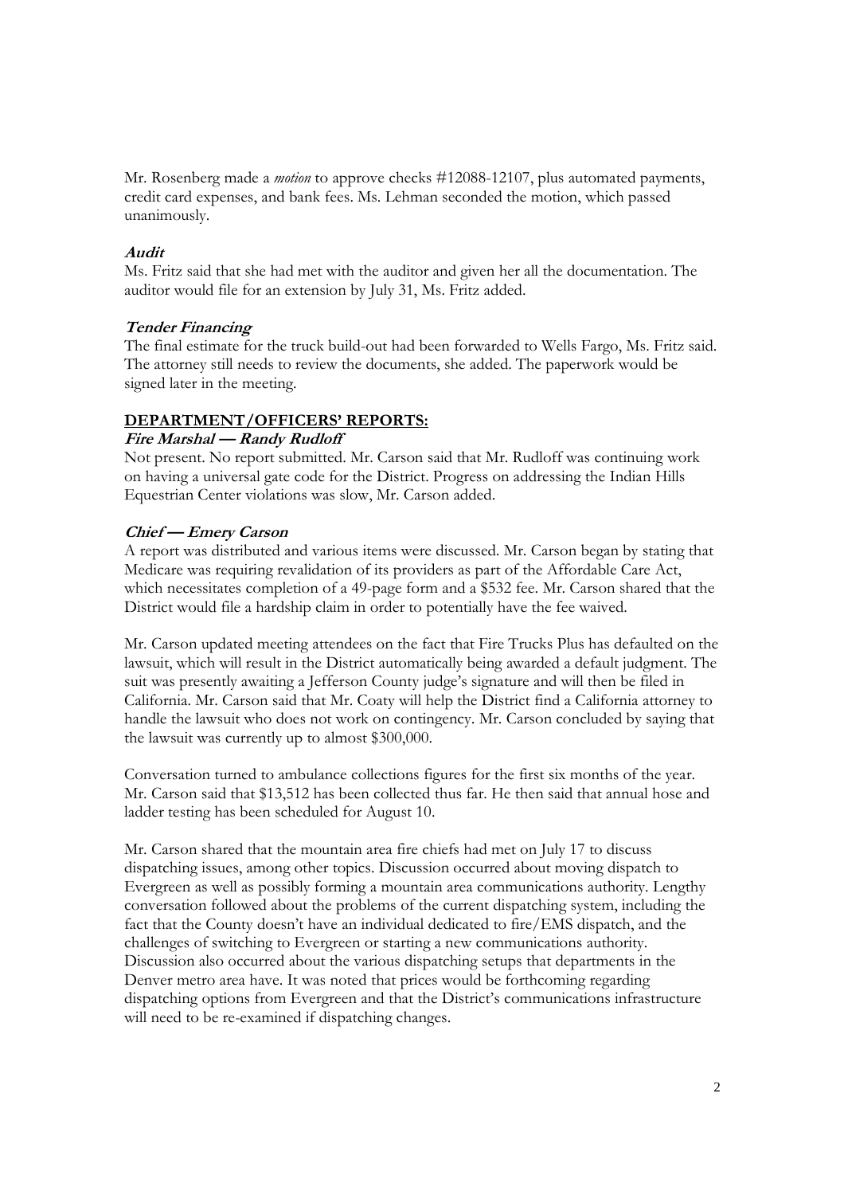Mr. Rosenberg made a *motion* to approve checks #12088-12107, plus automated payments, credit card expenses, and bank fees. Ms. Lehman seconded the motion, which passed unanimously.

***Audit***

Ms. Fritz said that she had met with the auditor and given her all the documentation. The auditor would file for an extension by July 31, Ms. Fritz added.

***Tender Financing***

The final estimate for the truck build-out had been forwarded to Wells Fargo, Ms. Fritz said. The attorney still needs to review the documents, she added. The paperwork would be signed later in the meeting.

**DEPARTMENT/OFFICERS' REPORTS:**

***Fire Marshal — Randy Rudloff***

Not present. No report submitted. Mr. Carson said that Mr. Rudloff was continuing work on having a universal gate code for the District. Progress on addressing the Indian Hills Equestrian Center violations was slow, Mr. Carson added.

***Chief — Emery Carson***

A report was distributed and various items were discussed. Mr. Carson began by stating that Medicare was requiring revalidation of its providers as part of the Affordable Care Act, which necessitates completion of a 49-page form and a $532 fee. Mr. Carson shared that the District would file a hardship claim in order to potentially have the fee waived.

Mr. Carson updated meeting attendees on the fact that Fire Trucks Plus has defaulted on the lawsuit, which will result in the District automatically being awarded a default judgment. The suit was presently awaiting a Jefferson County judge's signature and will then be filed in California. Mr. Carson said that Mr. Coaty will help the District find a California attorney to handle the lawsuit who does not work on contingency. Mr. Carson concluded by saying that the lawsuit was currently up to almost $300,000.

Conversation turned to ambulance collections figures for the first six months of the year. Mr. Carson said that $13,512 has been collected thus far. He then said that annual hose and ladder testing has been scheduled for August 10.

Mr. Carson shared that the mountain area fire chiefs had met on July 17 to discuss dispatching issues, among other topics. Discussion occurred about moving dispatch to Evergreen as well as possibly forming a mountain area communications authority. Lengthy conversation followed about the problems of the current dispatching system, including the fact that the County doesn't have an individual dedicated to fire/EMS dispatch, and the challenges of switching to Evergreen or starting a new communications authority. Discussion also occurred about the various dispatching setups that departments in the Denver metro area have. It was noted that prices would be forthcoming regarding dispatching options from Evergreen and that the District's communications infrastructure will need to be re-examined if dispatching changes.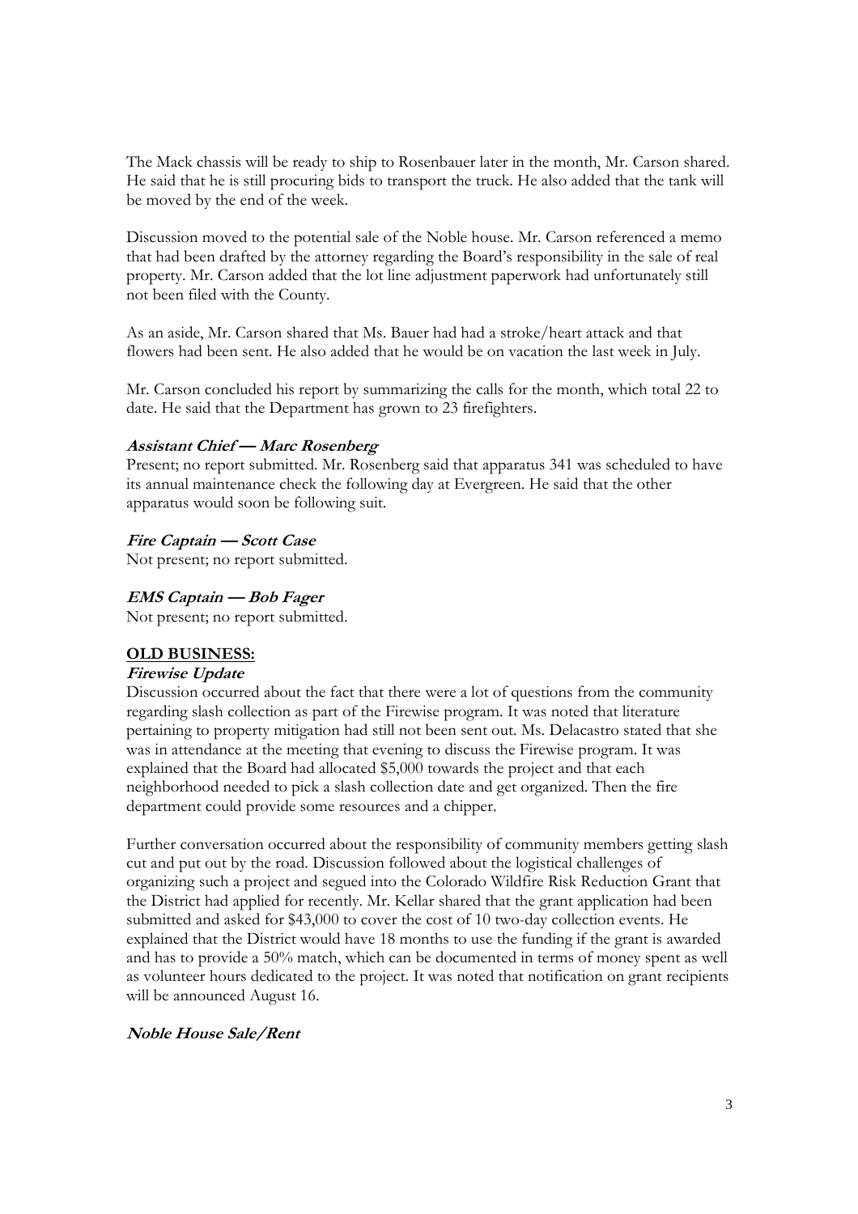The Mack chassis will be ready to ship to Rosenbauer later in the month, Mr. Carson shared. He said that he is still procuring bids to transport the truck. He also added that the tank will be moved by the end of the week.

Discussion moved to the potential sale of the Noble house. Mr. Carson referenced a memo that had been drafted by the attorney regarding the Board's responsibility in the sale of real property. Mr. Carson added that the lot line adjustment paperwork had unfortunately still not been filed with the County.

As an aside, Mr. Carson shared that Ms. Bauer had had a stroke/heart attack and that flowers had been sent. He also added that he would be on vacation the last week in July.

Mr. Carson concluded his report by summarizing the calls for the month, which total 22 to date. He said that the Department has grown to 23 firefighters.

***Assistant Chief — Marc Rosenberg***

Present; no report submitted. Mr. Rosenberg said that apparatus 341 was scheduled to have its annual maintenance check the following day at Evergreen. He said that the other apparatus would soon be following suit.

***Fire Captain — Scott Case***

Not present; no report submitted.

***EMS Captain — Bob Fager***

Not present; no report submitted.

## OLD BUSINESS:

***Firewise Update***

Discussion occurred about the fact that there were a lot of questions from the community regarding slash collection as part of the Firewise program. It was noted that literature pertaining to property mitigation had still not been sent out. Ms. Delacastro stated that she was in attendance at the meeting that evening to discuss the Firewise program. It was explained that the Board had allocated $5,000 towards the project and that each neighborhood needed to pick a slash collection date and get organized. Then the fire department could provide some resources and a chipper.

Further conversation occurred about the responsibility of community members getting slash cut and put out by the road. Discussion followed about the logistical challenges of organizing such a project and segued into the Colorado Wildfire Risk Reduction Grant that the District had applied for recently. Mr. Kellar shared that the grant application had been submitted and asked for $43,000 to cover the cost of 10 two-day collection events. He explained that the District would have 18 months to use the funding if the grant is awarded and has to provide a 50% match, which can be documented in terms of money spent as well as volunteer hours dedicated to the project. It was noted that notification on grant recipients will be announced August 16.

***Noble House Sale/Rent***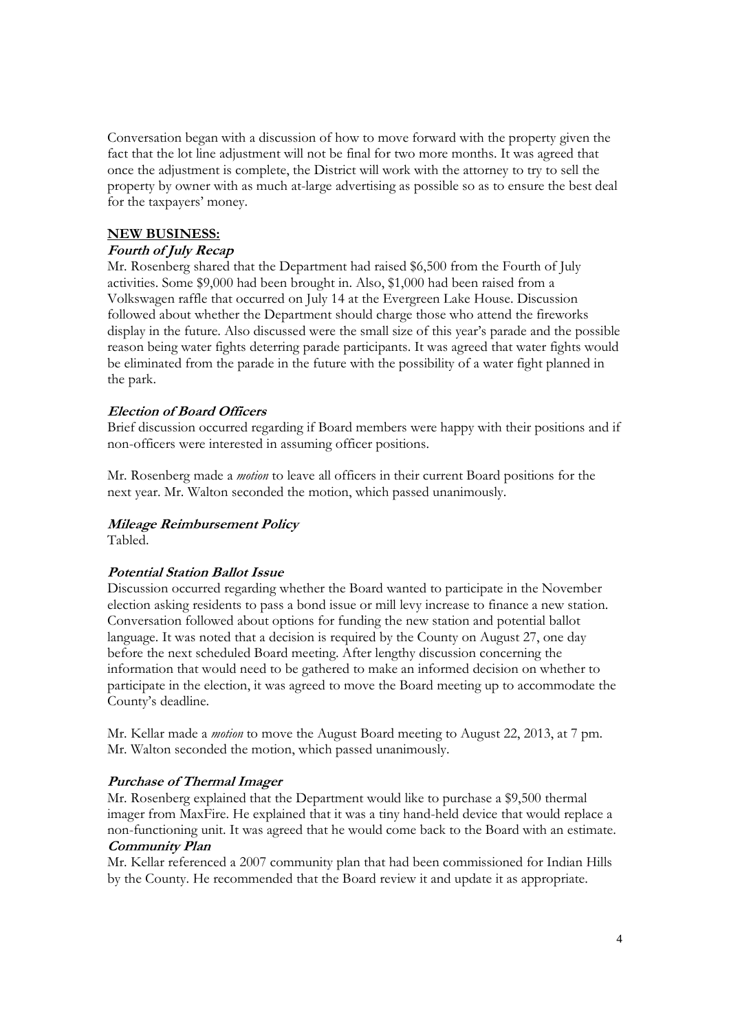Conversation began with a discussion of how to move forward with the property given the fact that the lot line adjustment will not be final for two more months. It was agreed that once the adjustment is complete, the District will work with the attorney to try to sell the property by owner with as much at-large advertising as possible so as to ensure the best deal for the taxpayers' money.

## NEW BUSINESS:

### *Fourth of July Recap*

Mr. Rosenberg shared that the Department had raised $6,500 from the Fourth of July activities. Some $9,000 had been brought in. Also, $1,000 had been raised from a Volkswagen raffle that occurred on July 14 at the Evergreen Lake House. Discussion followed about whether the Department should charge those who attend the fireworks display in the future. Also discussed were the small size of this year's parade and the possible reason being water fights deterring parade participants. It was agreed that water fights would be eliminated from the parade in the future with the possibility of a water fight planned in the park.

### *Election of Board Officers*

Brief discussion occurred regarding if Board members were happy with their positions and if non-officers were interested in assuming officer positions.

Mr. Rosenberg made a *motion* to leave all officers in their current Board positions for the next year. Mr. Walton seconded the motion, which passed unanimously.

### *Mileage Reimbursement Policy*

Tabled.

### *Potential Station Ballot Issue*

Discussion occurred regarding whether the Board wanted to participate in the November election asking residents to pass a bond issue or mill levy increase to finance a new station. Conversation followed about options for funding the new station and potential ballot language. It was noted that a decision is required by the County on August 27, one day before the next scheduled Board meeting. After lengthy discussion concerning the information that would need to be gathered to make an informed decision on whether to participate in the election, it was agreed to move the Board meeting up to accommodate the County's deadline.

Mr. Kellar made a *motion* to move the August Board meeting to August 22, 2013, at 7 pm. Mr. Walton seconded the motion, which passed unanimously.

### *Purchase of Thermal Imager*

Mr. Rosenberg explained that the Department would like to purchase a $9,500 thermal imager from MaxFire. He explained that it was a tiny hand-held device that would replace a non-functioning unit. It was agreed that he would come back to the Board with an estimate.

### *Community Plan*

Mr. Kellar referenced a 2007 community plan that had been commissioned for Indian Hills by the County. He recommended that the Board review it and update it as appropriate.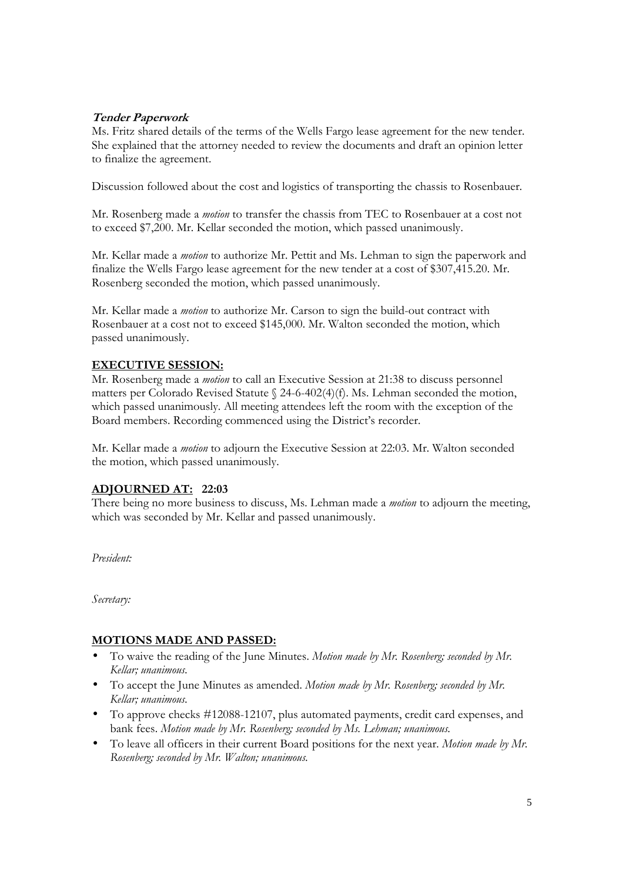***Tender Paperwork***

Ms. Fritz shared details of the terms of the Wells Fargo lease agreement for the new tender. She explained that the attorney needed to review the documents and draft an opinion letter to finalize the agreement.

Discussion followed about the cost and logistics of transporting the chassis to Rosenbauer.

Mr. Rosenberg made a *motion* to transfer the chassis from TEC to Rosenbauer at a cost not to exceed $7,200. Mr. Kellar seconded the motion, which passed unanimously.

Mr. Kellar made a *motion* to authorize Mr. Pettit and Ms. Lehman to sign the paperwork and finalize the Wells Fargo lease agreement for the new tender at a cost of $307,415.20. Mr. Rosenberg seconded the motion, which passed unanimously.

Mr. Kellar made a *motion* to authorize Mr. Carson to sign the build-out contract with Rosenbauer at a cost not to exceed $145,000. Mr. Walton seconded the motion, which passed unanimously.

**EXECUTIVE SESSION:**

Mr. Rosenberg made a *motion* to call an Executive Session at 21:38 to discuss personnel matters per Colorado Revised Statute § 24-6-402(4)(f). Ms. Lehman seconded the motion, which passed unanimously. All meeting attendees left the room with the exception of the Board members. Recording commenced using the District's recorder.

Mr. Kellar made a *motion* to adjourn the Executive Session at 22:03. Mr. Walton seconded the motion, which passed unanimously.

**ADJOURNED AT: 22:03**

There being no more business to discuss, Ms. Lehman made a *motion* to adjourn the meeting, which was seconded by Mr. Kellar and passed unanimously.

*President:*

*Secretary:*

**MOTIONS MADE AND PASSED:**

- To waive the reading of the June Minutes. *Motion made by Mr. Rosenberg; seconded by Mr. Kellar; unanimous.*
- To accept the June Minutes as amended. *Motion made by Mr. Rosenberg; seconded by Mr. Kellar; unanimous.*
- To approve checks #12088-12107, plus automated payments, credit card expenses, and bank fees. *Motion made by Mr. Rosenberg; seconded by Ms. Lehman; unanimous.*
- To leave all officers in their current Board positions for the next year. *Motion made by Mr. Rosenberg; seconded by Mr. Walton; unanimous.*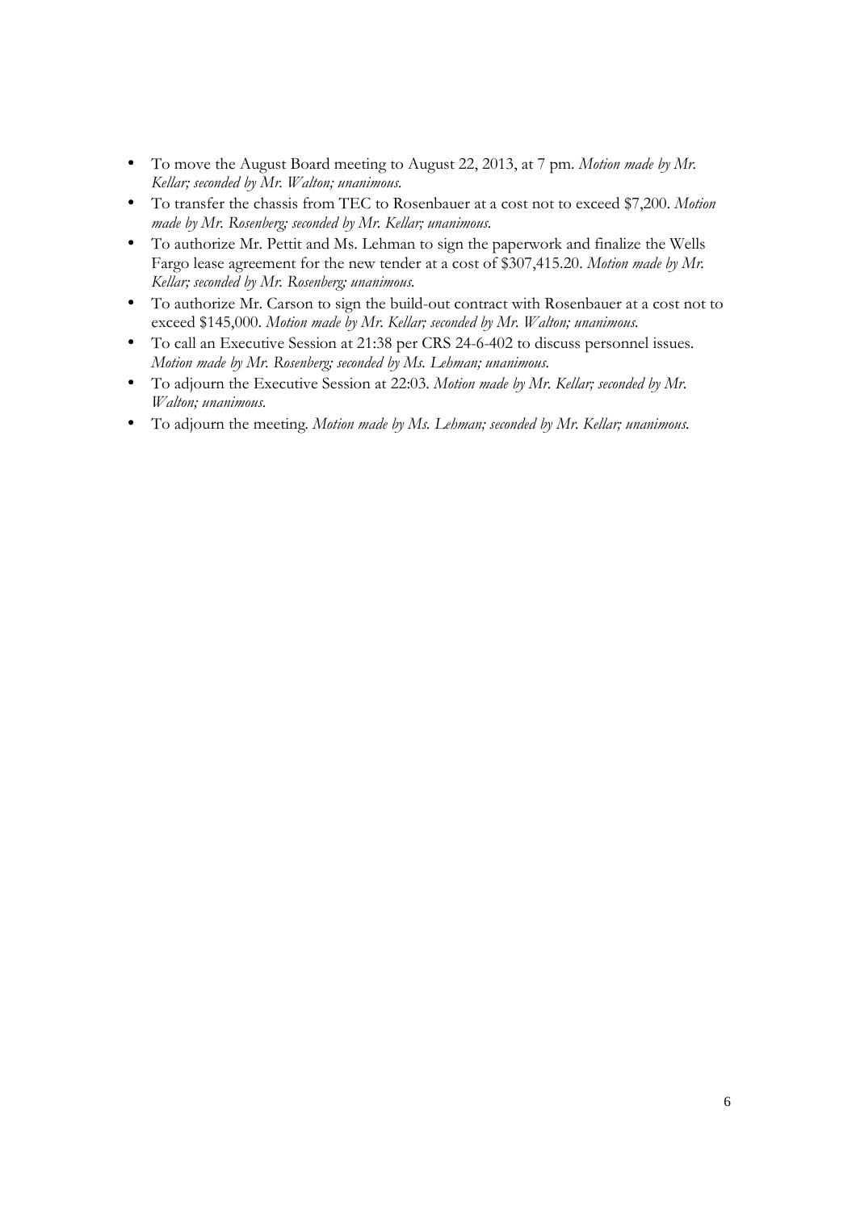- To move the August Board meeting to August 22, 2013, at 7 pm. *Motion made by Mr. Kellar; seconded by Mr. Walton; unanimous.*
- To transfer the chassis from TEC to Rosenbauer at a cost not to exceed $7,200. *Motion made by Mr. Rosenberg; seconded by Mr. Kellar; unanimous.*
- To authorize Mr. Pettit and Ms. Lehman to sign the paperwork and finalize the Wells Fargo lease agreement for the new tender at a cost of $307,415.20. *Motion made by Mr. Kellar; seconded by Mr. Rosenberg; unanimous.*
- To authorize Mr. Carson to sign the build-out contract with Rosenbauer at a cost not to exceed $145,000. *Motion made by Mr. Kellar; seconded by Mr. Walton; unanimous.*
- To call an Executive Session at 21:38 per CRS 24-6-402 to discuss personnel issues. *Motion made by Mr. Rosenberg; seconded by Ms. Lehman; unanimous.*
- To adjourn the Executive Session at 22:03. *Motion made by Mr. Kellar; seconded by Mr. Walton; unanimous.*
- To adjourn the meeting. *Motion made by Ms. Lehman; seconded by Mr. Kellar; unanimous.*